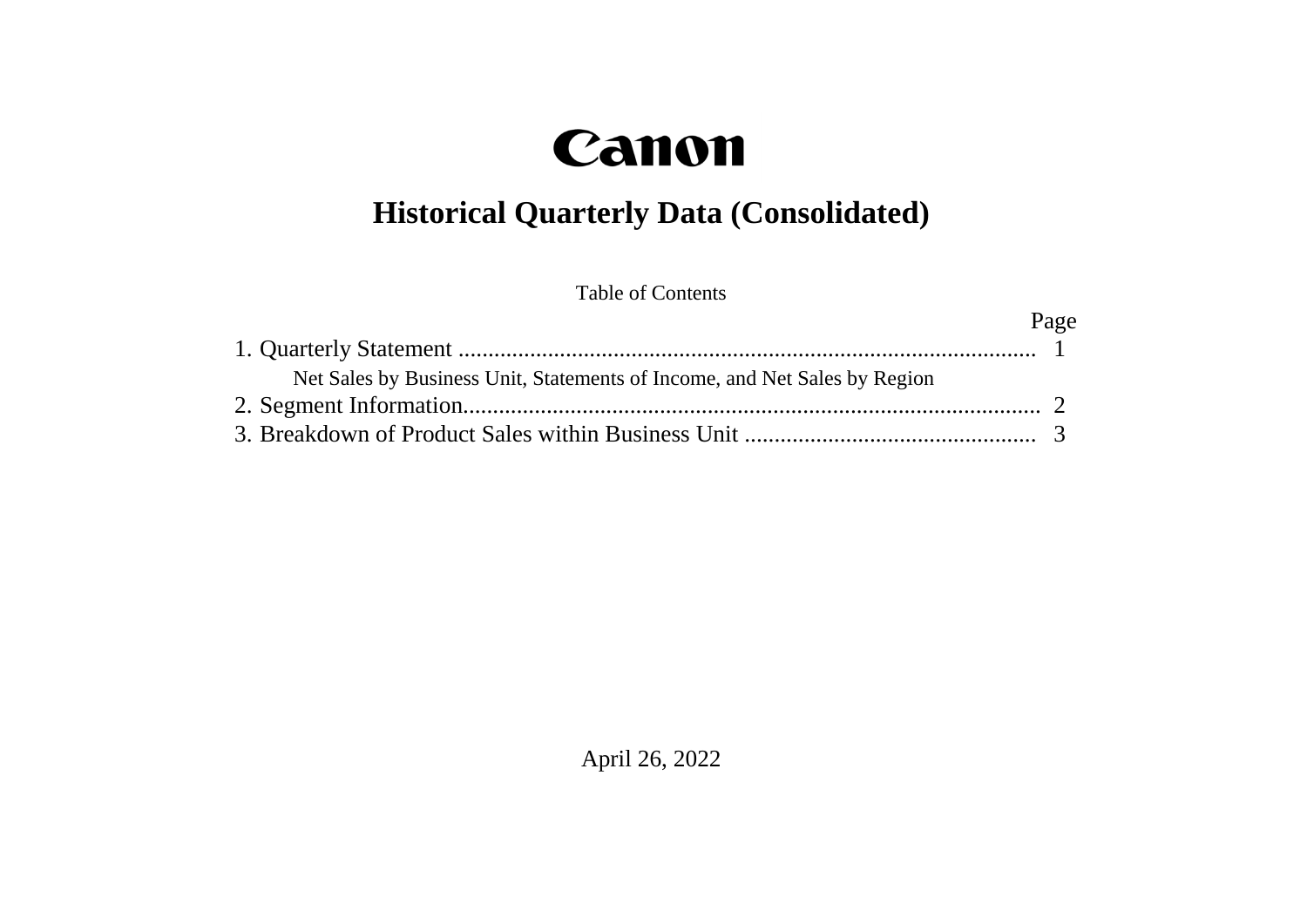# Canon

## Historical Quarterly Data (Consolidated)

Table of Contents

| | Page |
|---|---|
| 1. Quarterly Statement | 1 |
| Net Sales by Business Unit, Statements of Income, and Net Sales by Region | |
| 2. Segment Information | 2 |
| 3. Breakdown of Product Sales within Business Unit | 3 |

April 26, 2022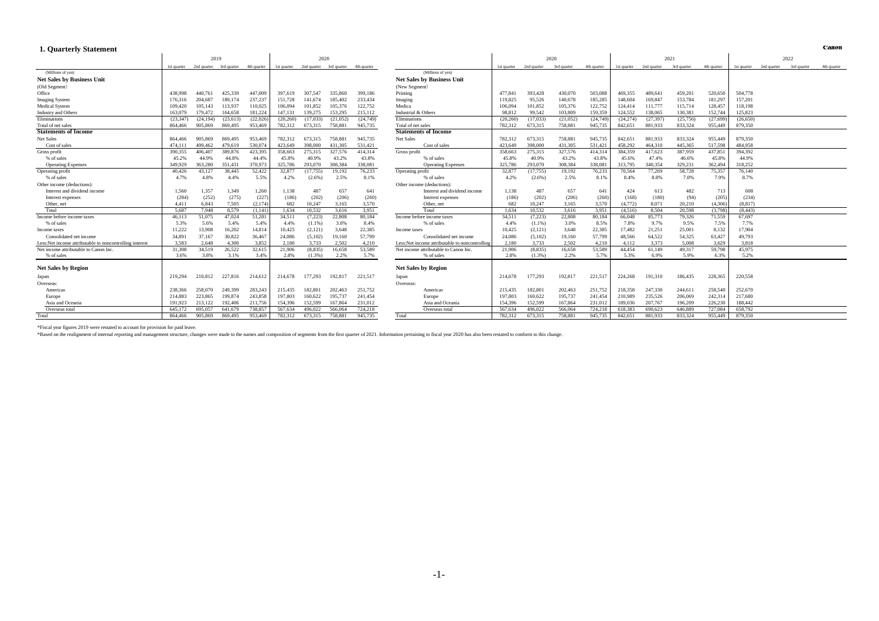## 1. Quarterly Statement

| (Millions of yen) | 2019 1st quarter | 2019 2nd quarter | 2019 3rd quarter | 2019 4th quarter | 2020 1st quarter | 2020 2nd quarter | 2020 3rd quarter | 2020 4th quarter |
|---|---|---|---|---|---|---|---|---|
| **Net Sales by Business Unit** | | | | | | | | |
| (Old Segment) | | | | | | | | |
| Office | 438,998 | 440,761 | 425,339 | 447,009 | 397,619 | 307,547 | 335,860 | 399,186 |
| Imaging System | 176,316 | 204,687 | 189,174 | 237,237 | 151,728 | 141,674 | 185,402 | 233,434 |
| Medical System | 109,420 | 105,143 | 113,937 | 110,025 | 106,094 | 101,852 | 105,376 | 122,752 |
| Industry and Others | 163,079 | 179,472 | 164,658 | 181,224 | 147,131 | 139,275 | 153,295 | 215,112 |
| Eliminations | (23,347) | (24,194) | (23,613) | (22,026) | (20,260) | (17,033) | (21,052) | (24,749) |
| Total of net sales | 864,466 | 905,869 | 869,495 | 953,469 | 782,312 | 673,315 | 758,881 | 945,735 |
| **Statements of Income** | | | | | | | | |
| Net Sales | 864,466 | 905,869 | 869,495 | 953,469 | 782,312 | 673,315 | 758,881 | 945,735 |
| Cost of sales | 474,111 | 499,462 | 479,619 | 530,074 | 423,649 | 398,000 | 431,305 | 531,421 |
| Gross profit | 390,355 | 406,407 | 389,876 | 423,395 | 358,663 | 275,315 | 327,576 | 414,314 |
| % of sales | 45.2% | 44.9% | 44.8% | 44.4% | 45.8% | 40.9% | 43.2% | 43.8% |
| Operating Expenses | 349,929 | 363,280 | 351,431 | 370,973 | 325,786 | 293,070 | 308,384 | 338,081 |
| Operating profit | 40,426 | 43,127 | 38,445 | 52,422 | 32,877 | (17,755) | 19,192 | 76,233 |
| % of sales | 4.7% | 4.8% | 4.4% | 5.5% | 4.2% | (2.6%) | 2.5% | 8.1% |
| Other income (deductions): | | | | | | | | |
| Interest and dividend income | 1,560 | 1,357 | 1,349 | 1,260 | 1,138 | 487 | 657 | 641 |
| Interest expenses | (284) | (252) | (275) | (227) | (186) | (202) | (206) | (260) |
| Other, net | 4,411 | 6,843 | 7,505 | (2,174) | 682 | 10,247 | 3,165 | 3,570 |
| Total | 5,687 | 7,948 | 8,579 | (1,141) | 1,634 | 10,532 | 3,616 | 3,951 |
| Income before income taxes | 46,113 | 51,075 | 47,024 | 51,281 | 34,511 | (7,223) | 22,808 | 80,184 |
| % of sales | 5.3% | 5.6% | 5.4% | 5.4% | 4.4% | (1.1%) | 3.0% | 8.4% |
| Income taxes | 11,222 | 13,908 | 16,202 | 14,814 | 10,425 | (2,121) | 3,648 | 22,385 |
| Consolidated net income | 34,891 | 37,167 | 30,822 | 36,467 | 24,086 | (5,102) | 19,160 | 57,799 |
| Less:Net income attributable to noncontrolling interest | 3,583 | 2,648 | 4,300 | 3,852 | 2,180 | 3,733 | 2,502 | 4,210 |
| Net income attributable to Canon Inc. | 31,308 | 34,519 | 26,522 | 32,615 | 21,906 | (8,835) | 16,658 | 53,589 |
| % of sales | 3.6% | 3.8% | 3.1% | 3.4% | 2.8% | (1.3%) | 2.2% | 5.7% |
| **Net Sales by Region** | | | | | | | | |
| Japan | 219,294 | 210,812 | 227,816 | 214,612 | 214,678 | 177,293 | 192,817 | 221,517 |
| Overseas: | | | | | | | | |
| Americas | 238,366 | 258,070 | 249,399 | 283,243 | 215,435 | 182,801 | 202,463 | 251,752 |
| Europe | 214,883 | 223,865 | 199,874 | 243,858 | 197,803 | 160,622 | 195,737 | 241,454 |
| Asia and Oceania | 191,923 | 213,122 | 192,406 | 211,756 | 154,396 | 152,599 | 167,864 | 231,012 |
| Overseas total | 645,172 | 695,057 | 641,679 | 738,857 | 567,634 | 496,022 | 566,064 | 724,218 |
| Total | 864,466 | 905,869 | 869,495 | 953,469 | 782,312 | 673,315 | 758,881 | 945,735 |

| (Millions of yen) | 2020 1st quarter | 2020 2nd quarter | 2020 3rd quarter | 2020 4th quarter | 2021 1st quarter | 2021 2nd quarter | 2021 3rd quarter | 2021 4th quarter | 2022 1st quarter | 2022 2nd quarter | 2022 3rd quarter | 2022 4th quarter |
|---|---|---|---|---|---|---|---|---|---|---|---|---|
| **Net Sales by Business Unit** | | | | | | | | | | | | |
| (New Segment) | | | | | | | | | | | | |
| Printing | 477,841 | 393,428 | 430,070 | 503,088 | 469,355 | 489,641 | 459,201 | 520,650 | 504,778 | | | |
| Imaging | 119,825 | 95,526 | 140,678 | 185,285 | 148,604 | 169,847 | 153,784 | 181,297 | 157,201 | | | |
| Medica | 106,094 | 101,852 | 105,376 | 122,752 | 124,414 | 111,777 | 115,714 | 128,457 | 118,198 | | | |
| Industrial & Others | 98,812 | 99,542 | 103,809 | 159,359 | 124,552 | 138,065 | 130,381 | 152,744 | 125,823 | | | |
| Eliminations | (20,260) | (17,033) | (21,052) | (24,749) | (24,274) | (27,397) | (25,756) | (27,699) | (26,650) | | | |
| Total of net sales | 782,312 | 673,315 | 758,881 | 945,735 | 842,651 | 881,933 | 833,324 | 955,449 | 879,350 | | | |
| **Statements of Income** | | | | | | | | | | | | |
| Net Sales | 782,312 | 673,315 | 758,881 | 945,735 | 842,651 | 881,933 | 833,324 | 955,449 | 879,350 | | | |
| Cost of sales | 423,649 | 398,000 | 431,305 | 531,421 | 458,292 | 464,310 | 445,365 | 517,598 | 484,958 | | | |
| Gross profit | 358,663 | 275,315 | 327,576 | 414,314 | 384,359 | 417,623 | 387,959 | 437,851 | 394,392 | | | |
| % of sales | 45.8% | 40.9% | 43.2% | 43.8% | 45.6% | 47.4% | 46.6% | 45.8% | 44.9% | | | |
| Operating Expenses | 325,786 | 293,070 | 308,384 | 338,081 | 313,795 | 340,354 | 329,231 | 362,494 | 318,252 | | | |
| Operating profit | 32,877 | (17,755) | 19,192 | 76,233 | 70,564 | 77,269 | 58,728 | 75,357 | 76,140 | | | |
| % of sales | 4.2% | (2.6%) | 2.5% | 8.1% | 8.4% | 8.8% | 7.0% | 7.9% | 8.7% | | | |
| Other income (deductions): | | | | | | | | | | | | |
| Interest and dividend income | 1,138 | 487 | 657 | 641 | 424 | 613 | 482 | 713 | 608 | | | |
| Interest expenses | (186) | (202) | (206) | (260) | (168) | (180) | (94) | (205) | (234) | | | |
| Other, net | 682 | 10,247 | 3,165 | 3,570 | (4,772) | 8,071 | 20,210 | (4,306) | (8,817) | | | |
| Total | 1,634 | 10,532 | 3,616 | 3,951 | (4,516) | 8,504 | 20,598 | (3,798) | (8,443) | | | |
| Income before income taxes | 34,511 | (7,223) | 22,808 | 80,184 | 66,048 | 85,773 | 79,326 | 71,559 | 67,697 | | | |
| % of sales | 4.4% | (1.1%) | 3.0% | 8.5% | 7.8% | 9.7% | 9.5% | 7.5% | 7.7% | | | |
| Income taxes | 10,425 | (2,121) | 3,648 | 22,385 | 17,482 | 21,251 | 25,001 | 8,132 | 17,904 | | | |
| Consolidated net income | 24,086 | (5,102) | 19,160 | 57,799 | 48,566 | 64,522 | 54,325 | 63,427 | 49,793 | | | |
| Less:Net income attributable to noncontrolling | 2,180 | 3,733 | 2,502 | 4,210 | 4,112 | 3,373 | 5,008 | 3,629 | 3,818 | | | |
| Net income attributable to Canon Inc. | 21,906 | (8,835) | 16,658 | 53,589 | 44,454 | 61,149 | 49,317 | 59,798 | 45,975 | | | |
| % of sales | 2.8% | (1.3%) | 2.2% | 5.7% | 5.3% | 6.9% | 5.9% | 6.3% | 5.2% | | | |
| **Net Sales by Region** | | | | | | | | | | | | |
| Japan | 214,678 | 177,293 | 192,817 | 221,517 | 224,268 | 191,310 | 186,435 | 228,365 | 220,558 | | | |
| Overseas: | | | | | | | | | | | | |
| Americas | 215,435 | 182,801 | 202,463 | 251,752 | 218,358 | 247,330 | 244,611 | 258,540 | 252,670 | | | |
| Europe | 197,803 | 160,622 | 195,737 | 241,454 | 210,989 | 235,526 | 206,069 | 242,314 | 217,680 | | | |
| Asia and Oceania | 154,396 | 152,599 | 167,864 | 231,012 | 189,036 | 207,767 | 196,209 | 226,230 | 188,442 | | | |
| Overseas total | 567,634 | 496,022 | 566,064 | 724,218 | 618,383 | 690,623 | 646,889 | 727,084 | 658,792 | | | |
| Total | 782,312 | 673,315 | 758,881 | 945,735 | 842,651 | 881,933 | 833,324 | 955,449 | 879,350 | | | |

*Fiscal year figures 2019 were restated to account for provision for paid leave.

*Based on the realignment of internal reporting and management structure, changes were made to the names and composition of segments from the first quarter of 2021. Information pertaining to fiscal year 2020 has also been restated to conform to this change.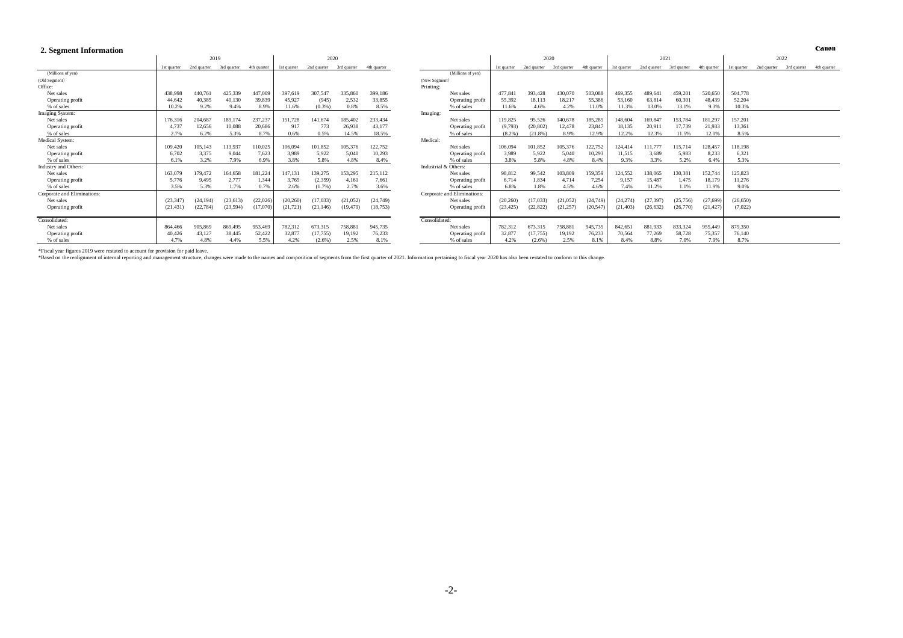## 2. Segment Information

| (Millions of yen) | 2019 1st quarter | 2019 2nd quarter | 2019 3rd quarter | 2019 4th quarter | 2020 1st quarter | 2020 2nd quarter | 2020 3rd quarter | 2020 4th quarter |
|---|---|---|---|---|---|---|---|---|
| (Old Segment) | | | | | | | | |
| Office: | | | | | | | | |
| Net sales | 438,998 | 440,761 | 425,339 | 447,009 | 397,619 | 307,547 | 335,860 | 399,186 |
| Operating profit | 44,642 | 40,385 | 40,130 | 39,839 | 45,927 | (945) | 2,532 | 33,855 |
| % of sales | 10.2% | 9.2% | 9.4% | 8.9% | 11.6% | (0.3%) | 0.8% | 8.5% |
| Imaging System: | | | | | | | | |
| Net sales | 176,316 | 204,687 | 189,174 | 237,237 | 151,728 | 141,674 | 185,402 | 233,434 |
| Operating profit | 4,737 | 12,656 | 10,088 | 20,686 | 917 | 773 | 26,938 | 43,177 |
| % of sales | 2.7% | 6.2% | 5.3% | 8.7% | 0.6% | 0.5% | 14.5% | 18.5% |
| Medical System: | | | | | | | | |
| Net sales | 109,420 | 105,143 | 113,937 | 110,025 | 106,094 | 101,852 | 105,376 | 122,752 |
| Operating profit | 6,702 | 3,375 | 9,044 | 7,623 | 3,989 | 5,922 | 5,040 | 10,293 |
| % of sales | 6.1% | 3.2% | 7.9% | 6.9% | 3.8% | 5.8% | 4.8% | 8.4% |
| Industry and Others: | | | | | | | | |
| Net sales | 163,079 | 179,472 | 164,658 | 181,224 | 147,131 | 139,275 | 153,295 | 215,112 |
| Operating profit | 5,776 | 9,495 | 2,777 | 1,344 | 3,765 | (2,359) | 4,161 | 7,661 |
| % of sales | 3.5% | 5.3% | 1.7% | 0.7% | 2.6% | (1.7%) | 2.7% | 3.6% |
| Corporate and Eliminations: | | | | | | | | |
| Net sales | (23,347) | (24,194) | (23,613) | (22,026) | (20,260) | (17,033) | (21,052) | (24,749) |
| Operating profit | (21,431) | (22,784) | (23,594) | (17,070) | (21,721) | (21,146) | (19,479) | (18,753) |
| Consolidated: | | | | | | | | |
| Net sales | 864,466 | 905,869 | 869,495 | 953,469 | 782,312 | 673,315 | 758,881 | 945,735 |
| Operating profit | 40,426 | 43,127 | 38,445 | 52,422 | 32,877 | (17,755) | 19,192 | 76,233 |
| % of sales | 4.7% | 4.8% | 4.4% | 5.5% | 4.2% | (2.6%) | 2.5% | 8.1% |

| (Millions of yen) | 2020 1st quarter | 2020 2nd quarter | 2020 3rd quarter | 2020 4th quarter | 2021 1st quarter | 2021 2nd quarter | 2021 3rd quarter | 2021 4th quarter | 2022 1st quarter | 2022 2nd quarter | 2022 3rd quarter | 2022 4th quarter |
|---|---|---|---|---|---|---|---|---|---|---|---|---|
| (New Segment) | | | | | | | | | | | | |
| Printing: | | | | | | | | | | | | |
| Net sales | 477,841 | 393,428 | 430,070 | 503,088 | 469,355 | 489,641 | 459,201 | 520,650 | 504,778 | | | |
| Operating profit | 55,392 | 18,113 | 18,217 | 55,386 | 53,160 | 63,814 | 60,301 | 48,439 | 52,204 | | | |
| % of sales | 11.6% | 4.6% | 4.2% | 11.0% | 11.3% | 13.0% | 13.1% | 9.3% | 10.3% | | | |
| Imaging: | | | | | | | | | | | | |
| Net sales | 119,825 | 95,526 | 140,678 | 185,285 | 148,604 | 169,847 | 153,784 | 181,297 | 157,201 | | | |
| Operating profit | (9,793) | (20,802) | 12,478 | 23,847 | 18,135 | 20,911 | 17,739 | 21,933 | 13,361 | | | |
| % of sales | (8.2%) | (21.8%) | 8.9% | 12.9% | 12.2% | 12.3% | 11.5% | 12.1% | 8.5% | | | |
| Medical: | | | | | | | | | | | | |
| Net sales | 106,094 | 101,852 | 105,376 | 122,752 | 124,414 | 111,777 | 115,714 | 128,457 | 118,198 | | | |
| Operating profit | 3,989 | 5,922 | 5,040 | 10,293 | 11,515 | 3,689 | 5,983 | 8,233 | 6,321 | | | |
| % of sales | 3.8% | 5.8% | 4.8% | 8.4% | 9.3% | 3.3% | 5.2% | 6.4% | 5.3% | | | |
| Industrial & Others: | | | | | | | | | | | | |
| Net sales | 98,812 | 99,542 | 103,809 | 159,359 | 124,552 | 138,065 | 130,381 | 152,744 | 125,823 | | | |
| Operating profit | 6,714 | 1,834 | 4,714 | 7,254 | 9,157 | 15,487 | 1,475 | 18,179 | 11,276 | | | |
| % of sales | 6.8% | 1.8% | 4.5% | 4.6% | 7.4% | 11.2% | 1.1% | 11.9% | 9.0% | | | |
| Corporate and Eliminations: | | | | | | | | | | | | |
| Net sales | (20,260) | (17,033) | (21,052) | (24,749) | (24,274) | (27,397) | (25,756) | (27,699) | (26,650) | | | |
| Operating profit | (23,425) | (22,822) | (21,257) | (20,547) | (21,403) | (26,632) | (26,770) | (21,427) | (7,022) | | | |
| Consolidated: | | | | | | | | | | | | |
| Net sales | 782,312 | 673,315 | 758,881 | 945,735 | 842,651 | 881,933 | 833,324 | 955,449 | 879,350 | | | |
| Operating profit | 32,877 | (17,755) | 19,192 | 76,233 | 70,564 | 77,269 | 58,728 | 75,357 | 76,140 | | | |
| % of sales | 4.2% | (2.6%) | 2.5% | 8.1% | 8.4% | 8.8% | 7.0% | 7.9% | 8.7% | | | |

*Fiscal year figures 2019 were restated to account for provision for paid leave.

*Based on the realignment of internal reporting and management structure, changes were made to the names and composition of segments from the first quarter of 2021. Information pertaining to fiscal year 2020 has also been restated to conform to this change.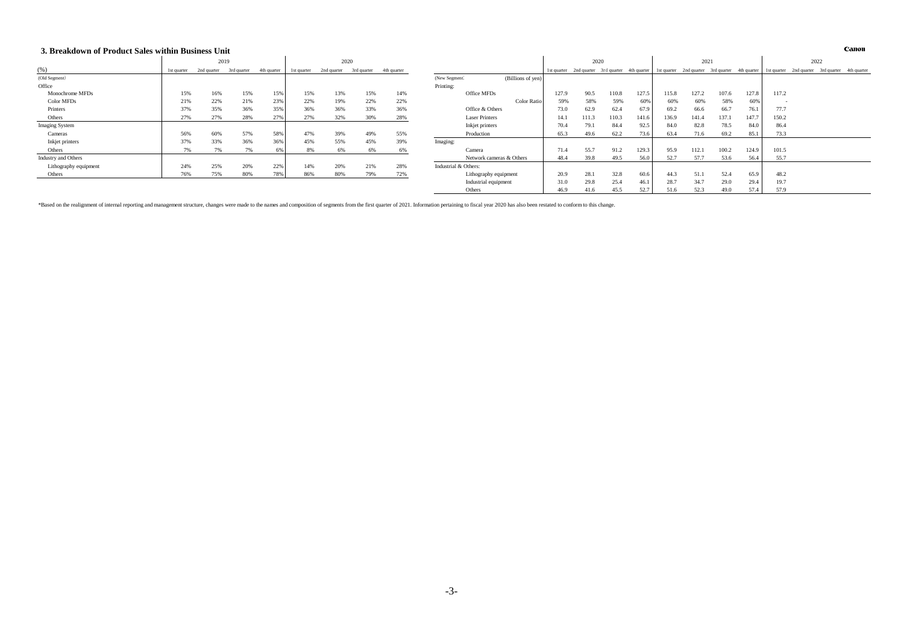## 3. Breakdown of Product Sales within Business Unit

| (%) | 2019 | | | | 2020 | | | |
|---|---|---|---|---|---|---|---|---|
| | 1st quarter | 2nd quarter | 3rd quarter | 4th quarter | 1st quarter | 2nd quarter | 3rd quarter | 4th quarter |
| (Old Segment) | | | | | | | | |
| Office | | | | | | | | |
| Monochrome MFDs | 15% | 16% | 15% | 15% | 15% | 13% | 15% | 14% |
| Color MFDs | 21% | 22% | 21% | 23% | 22% | 19% | 22% | 22% |
| Printers | 37% | 35% | 36% | 35% | 36% | 36% | 33% | 36% |
| Others | 27% | 27% | 28% | 27% | 27% | 32% | 30% | 28% |
| Imaging System | | | | | | | | |
| Cameras | 56% | 60% | 57% | 58% | 47% | 39% | 49% | 55% |
| Inkjet printers | 37% | 33% | 36% | 36% | 45% | 55% | 45% | 39% |
| Others | 7% | 7% | 7% | 6% | 8% | 6% | 6% | 6% |
| Industry and Others | | | | | | | | |
| Lithography equipment | 24% | 25% | 20% | 22% | 14% | 20% | 21% | 28% |
| Others | 76% | 75% | 80% | 78% | 86% | 80% | 79% | 72% |

| (New Segment) (Billions of yen) | 2020 | | | | 2021 | | | | 2022 | | | |
|---|---|---|---|---|---|---|---|---|---|---|---|---|
| | 1st quarter | 2nd quarter | 3rd quarter | 4th quarter | 1st quarter | 2nd quarter | 3rd quarter | 4th quarter | 1st quarter | 2nd quarter | 3rd quarter | 4th quarter |
| Printing: | | | | | | | | | | | | |
| Office MFDs | 127.9 | 90.5 | 110.8 | 127.5 | 115.8 | 127.2 | 107.6 | 127.8 | 117.2 | | | |
| Color Ratio | 59% | 58% | 59% | 60% | 60% | 60% | 58% | 60% | - | | | |
| Office & Others | 73.0 | 62.9 | 62.4 | 67.9 | 69.2 | 66.6 | 66.7 | 76.1 | 77.7 | | | |
| Laser Printers | 14.1 | 111.3 | 110.3 | 141.6 | 136.9 | 141.4 | 137.1 | 147.7 | 150.2 | | | |
| Inkjet printers | 70.4 | 79.1 | 84.4 | 92.5 | 84.0 | 82.8 | 78.5 | 84.0 | 86.4 | | | |
| Production | 65.3 | 49.6 | 62.2 | 73.6 | 63.4 | 71.6 | 69.2 | 85.1 | 73.3 | | | |
| Imaging: | | | | | | | | | | | | |
| Camera | 71.4 | 55.7 | 91.2 | 129.3 | 95.9 | 112.1 | 100.2 | 124.9 | 101.5 | | | |
| Network cameras & Others | 48.4 | 39.8 | 49.5 | 56.0 | 52.7 | 57.7 | 53.6 | 56.4 | 55.7 | | | |
| Industrial & Others: | | | | | | | | | | | | |
| Lithography equipment | 20.9 | 28.1 | 32.8 | 60.6 | 44.3 | 51.1 | 52.4 | 65.9 | 48.2 | | | |
| Industrial equipment | 31.0 | 29.8 | 25.4 | 46.1 | 28.7 | 34.7 | 29.0 | 29.4 | 19.7 | | | |
| Others | 46.9 | 41.6 | 45.5 | 52.7 | 51.6 | 52.3 | 49.0 | 57.4 | 57.9 | | | |

*Based on the realignment of internal reporting and management structure, changes were made to the names and composition of segments from the first quarter of 2021. Information pertaining to fiscal year 2020 has also been restated to conform to this change.